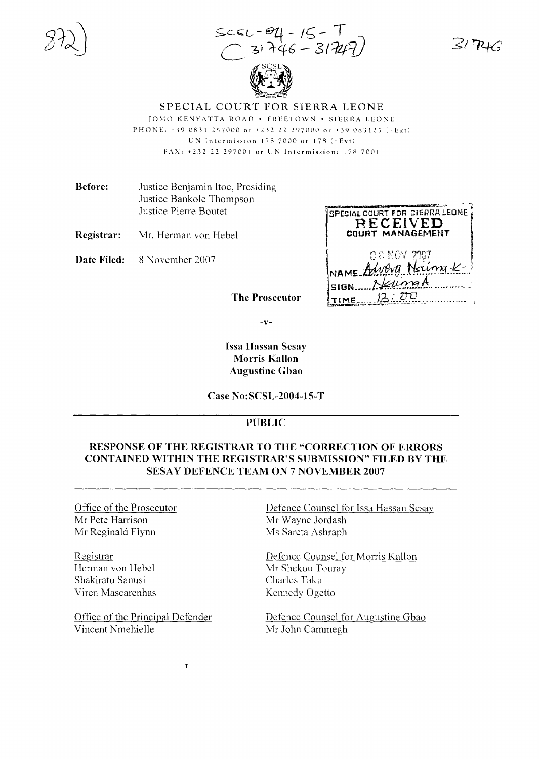SCSL-04-15-T
(31746-31747)

31746

# SPECIAL COURT FOR SIERRA LEONE

JOMO KENYATTA ROAD • FREETOWN • SIERRA LEONE
PHONE: +39 0831 257000 or +232 22 297000 or +39 083125 (+Ext)
UN Intermission 178 7000 or 178 (+Ext)
FAX: +232 22 297001 or UN Intermission: 178 7001

**Before:** Justice Benjamin Itoe, Presiding
Justice Bankole Thompson
Justice Pierre Boutet

**Registrar:** Mr. Herman von Hebel

**Date Filed:** 8 November 2007

SPECIAL COURT FOR SIERRA LEONE
RECEIVED
COURT MANAGEMENT
08 NOV 2007
NAME Advera Nkima-K-
SIGN Nkima A
TIME 12:00

**The Prosecutor**

-v-

**Issa Hassan Sesay**
**Morris Kallon**
**Augustine Gbao**

**Case No:SCSL-2004-15-T**

**PUBLIC**

**RESPONSE OF THE REGISTRAR TO THE "CORRECTION OF ERRORS CONTAINED WITHIN THE REGISTRAR'S SUBMISSION" FILED BY THE SESAY DEFENCE TEAM ON 7 NOVEMBER 2007**

Office of the Prosecutor
Mr Pete Harrison
Mr Reginald Flynn

Registrar
Herman von Hebel
Shakiratu Sanusi
Viren Mascarenhas

Office of the Principal Defender
Vincent Nmehielle

Defence Counsel for Issa Hassan Sesay
Mr Wayne Jordash
Ms Sareta Ashraph

Defence Counsel for Morris Kallon
Mr Shekou Touray
Charles Taku
Kennedy Ogetto

Defence Counsel for Augustine Gbao
Mr John Cammegh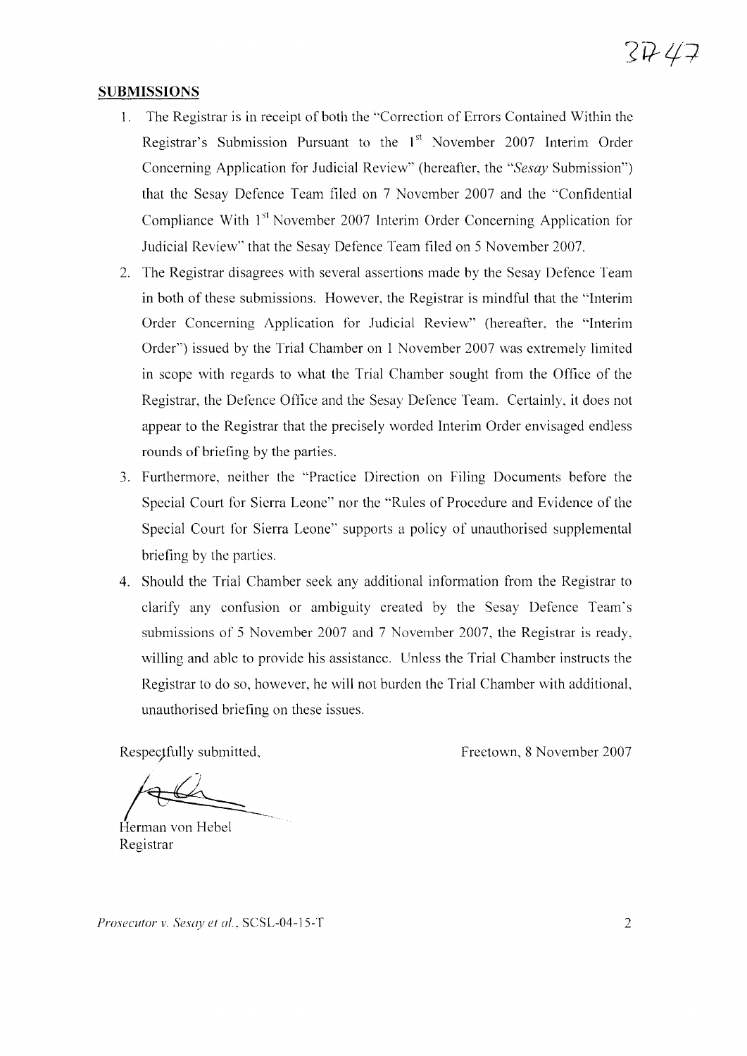## SUBMISSIONS

1. The Registrar is in receipt of both the "Correction of Errors Contained Within the Registrar's Submission Pursuant to the 1st November 2007 Interim Order Concerning Application for Judicial Review" (hereafter, the "*Sesay* Submission") that the Sesay Defence Team filed on 7 November 2007 and the "Confidential Compliance With 1st November 2007 Interim Order Concerning Application for Judicial Review" that the Sesay Defence Team filed on 5 November 2007.

2. The Registrar disagrees with several assertions made by the Sesay Defence Team in both of these submissions. However, the Registrar is mindful that the "Interim Order Concerning Application for Judicial Review" (hereafter, the "Interim Order") issued by the Trial Chamber on 1 November 2007 was extremely limited in scope with regards to what the Trial Chamber sought from the Office of the Registrar, the Defence Office and the Sesay Defence Team. Certainly, it does not appear to the Registrar that the precisely worded Interim Order envisaged endless rounds of briefing by the parties.

3. Furthermore, neither the "Practice Direction on Filing Documents before the Special Court for Sierra Leone" nor the "Rules of Procedure and Evidence of the Special Court for Sierra Leone" supports a policy of unauthorised supplemental briefing by the parties.

4. Should the Trial Chamber seek any additional information from the Registrar to clarify any confusion or ambiguity created by the Sesay Defence Team's submissions of 5 November 2007 and 7 November 2007, the Registrar is ready, willing and able to provide his assistance. Unless the Trial Chamber instructs the Registrar to do so, however, he will not burden the Trial Chamber with additional, unauthorised briefing on these issues.

Respectfully submitted,

Freetown, 8 November 2007

Herman von Hebel
Registrar